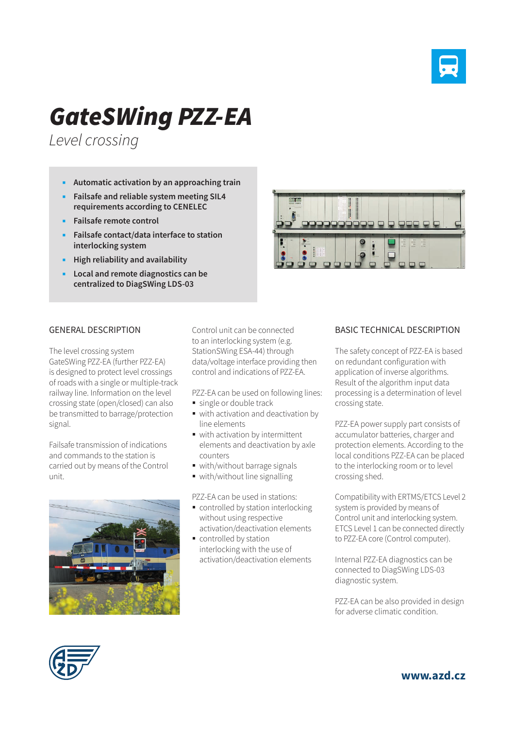# GateSWing PZZ-EA

*Level crossing*

- **Automatic activation by an approaching train**
- **Failsafe and reliable system meeting SIL4 requirements according to CENELEC**
- **Failsafe remote control**
- **Failsafe contact/data interface to station interlocking system**
- **High reliability and availability**
- **Local and remote diagnostics can be centralized to DiagSWing LDS-03**

## GENERAL DESCRIPTION

The level crossing system GateSWing PZZ-EA (further PZZ-EA) is designed to protect level crossings of roads with a single or multiple-track railway line. Information on the level crossing state (open/closed) can also be transmitted to barrage/protection signal.

Failsafe transmission of indications and commands to the station is carried out by means of the Control unit.

Control unit can be connected to an interlocking system (e.g. StationSWing ESA-44) through data/voltage interface providing then control and indications of PZZ-EA.

PZZ-EA can be used on following lines:

- single or double track
- with activation and deactivation by line elements
- with activation by intermittent elements and deactivation by axle counters
- with/without barrage signals
- with/without line signalling

PZZ-EA can be used in stations:

- controlled by station interlocking without using respective activation/deactivation elements
- controlled by station interlocking with the use of activation/deactivation elements

## BASIC TECHNICAL DESCRIPTION

The safety concept of PZZ-EA is based on redundant configuration with application of inverse algorithms. Result of the algorithm input data processing is a determination of level crossing state.

PZZ-EA power supply part consists of accumulator batteries, charger and protection elements. According to the local conditions PZZ-EA can be placed to the interlocking room or to level crossing shed.

Compatibility with ERTMS/ETCS Level 2 system is provided by means of Control unit and interlocking system. ETCS Level 1 can be connected directly to PZZ-EA core (Control computer).

Internal PZZ-EA diagnostics can be connected to DiagSWing LDS-03 diagnostic system.

PZZ-EA can be also provided in design for adverse climatic condition.

**www.azd.cz**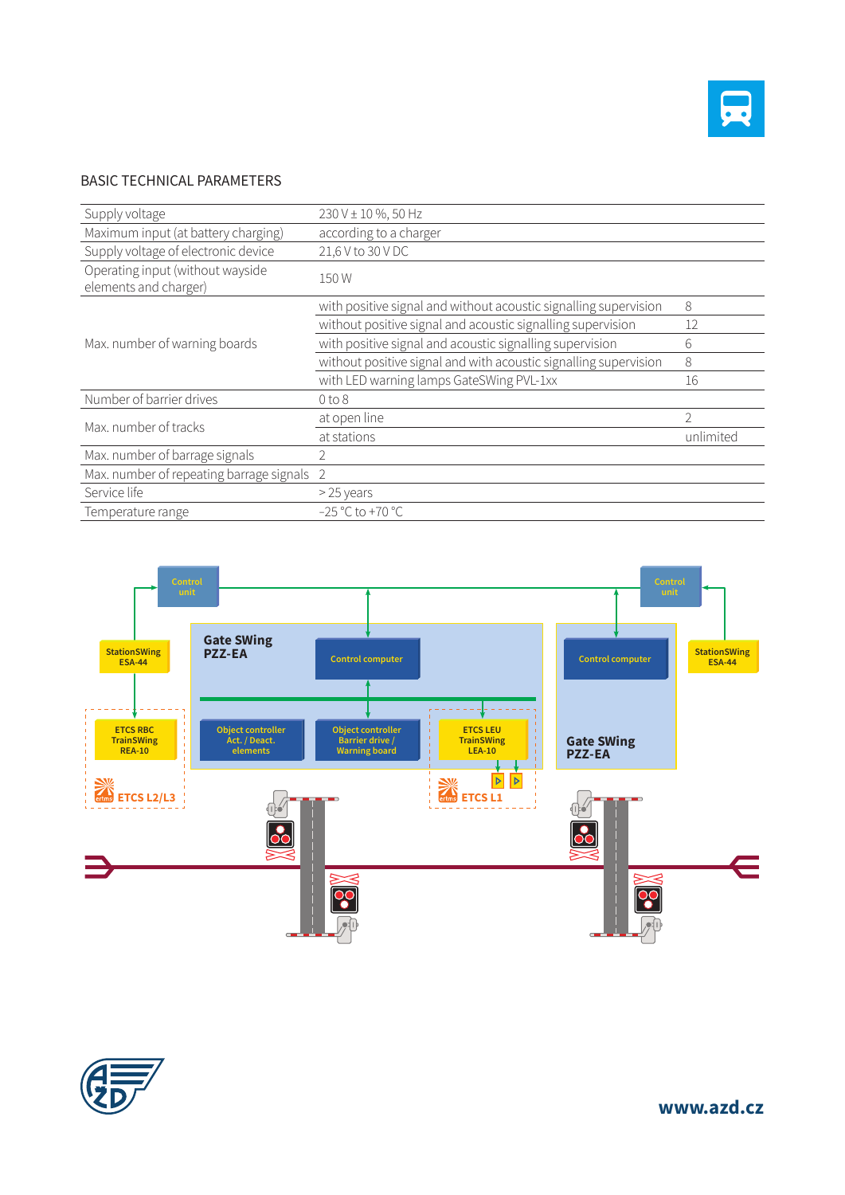## BASIC TECHNICAL PARAMETERS

| | | |
|---|---|---|
| Supply voltage | 230 V ± 10 %, 50 Hz | |
| Maximum input (at battery charging) | according to a charger | |
| Supply voltage of electronic device | 21,6 V to 30 V DC | |
| Operating input (without wayside elements and charger) | 150 W | |
| Max. number of warning boards | with positive signal and without acoustic signalling supervision | 8 |
| | without positive signal and acoustic signalling supervision | 12 |
| | with positive signal and acoustic signalling supervision | 6 |
| | without positive signal and with acoustic signalling supervision | 8 |
| | with LED warning lamps GateSWing PVL-1xx | 16 |
| Number of barrier drives | 0 to 8 | |
| Max. number of tracks | at open line | 2 |
| | at stations | unlimited |
| Max. number of barrage signals | 2 | |
| Max. number of repeating barrage signals | 2 | |
| Service life | > 25 years | |
| Temperature range | -25 °C to +70 °C | |

Control unit

Control unit

StationSWing ESA-44

Gate SWing PZZ-EA

Control computer

Control computer

StationSWing ESA-44

ETCS RBC TrainSWing REA-10

Object controller Act. / Deact. elements

Object controller Barrier drive / Warning board

ETCS LEU TrainSWing LEA-10

Gate SWing PZZ-EA

ETCS L2/L3

ETCS L1

www.azd.cz